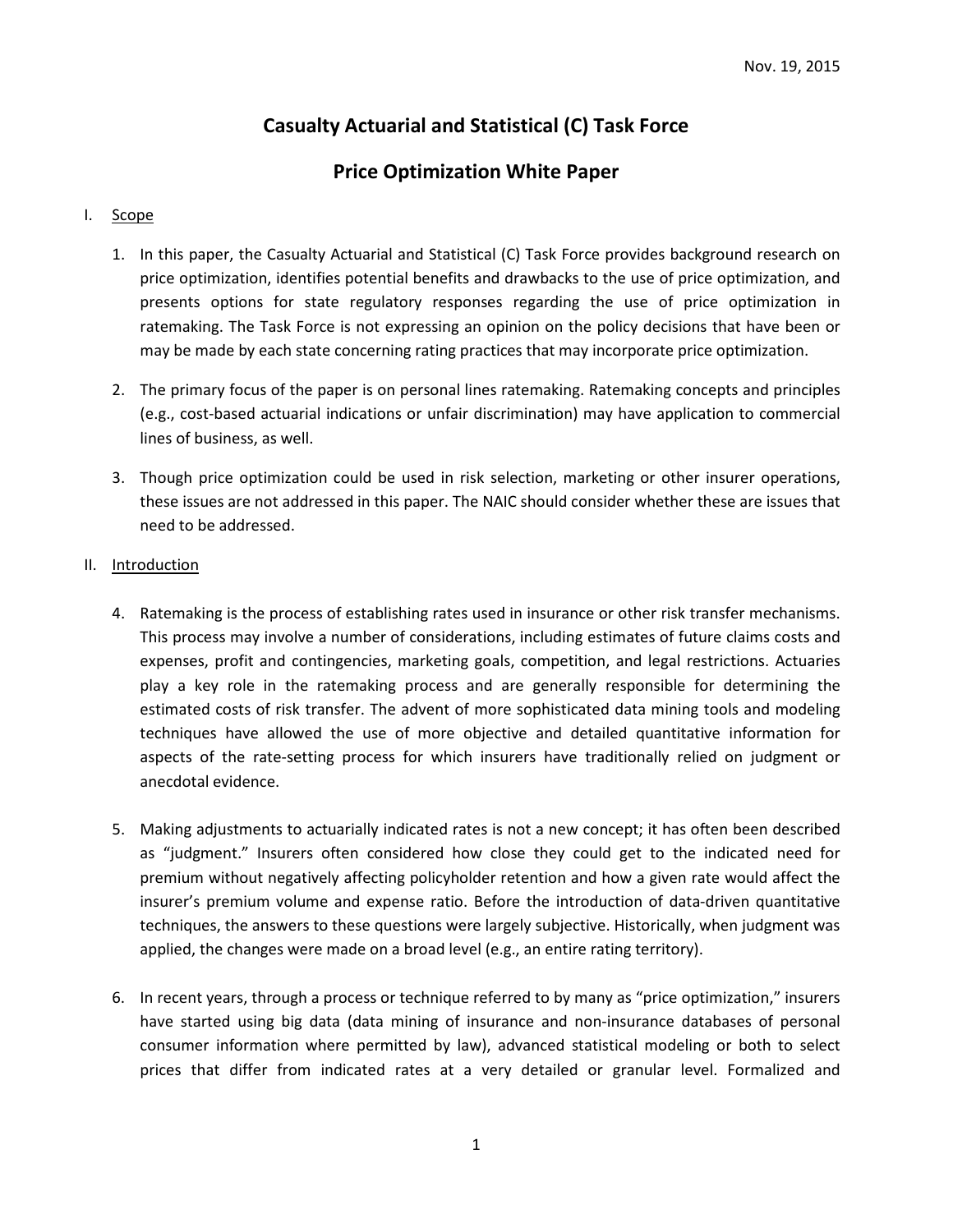Nov. 19, 2015

# Casualty Actuarial and Statistical (C) Task Force

# Price Optimization White Paper

## I. Scope

1. In this paper, the Casualty Actuarial and Statistical (C) Task Force provides background research on price optimization, identifies potential benefits and drawbacks to the use of price optimization, and presents options for state regulatory responses regarding the use of price optimization in ratemaking. The Task Force is not expressing an opinion on the policy decisions that have been or may be made by each state concerning rating practices that may incorporate price optimization.

2. The primary focus of the paper is on personal lines ratemaking. Ratemaking concepts and principles (e.g., cost-based actuarial indications or unfair discrimination) may have application to commercial lines of business, as well.

3. Though price optimization could be used in risk selection, marketing or other insurer operations, these issues are not addressed in this paper. The NAIC should consider whether these are issues that need to be addressed.

## II. Introduction

4. Ratemaking is the process of establishing rates used in insurance or other risk transfer mechanisms. This process may involve a number of considerations, including estimates of future claims costs and expenses, profit and contingencies, marketing goals, competition, and legal restrictions. Actuaries play a key role in the ratemaking process and are generally responsible for determining the estimated costs of risk transfer. The advent of more sophisticated data mining tools and modeling techniques have allowed the use of more objective and detailed quantitative information for aspects of the rate-setting process for which insurers have traditionally relied on judgment or anecdotal evidence.

5. Making adjustments to actuarially indicated rates is not a new concept; it has often been described as "judgment." Insurers often considered how close they could get to the indicated need for premium without negatively affecting policyholder retention and how a given rate would affect the insurer's premium volume and expense ratio. Before the introduction of data-driven quantitative techniques, the answers to these questions were largely subjective. Historically, when judgment was applied, the changes were made on a broad level (e.g., an entire rating territory).

6. In recent years, through a process or technique referred to by many as "price optimization," insurers have started using big data (data mining of insurance and non-insurance databases of personal consumer information where permitted by law), advanced statistical modeling or both to select prices that differ from indicated rates at a very detailed or granular level. Formalized and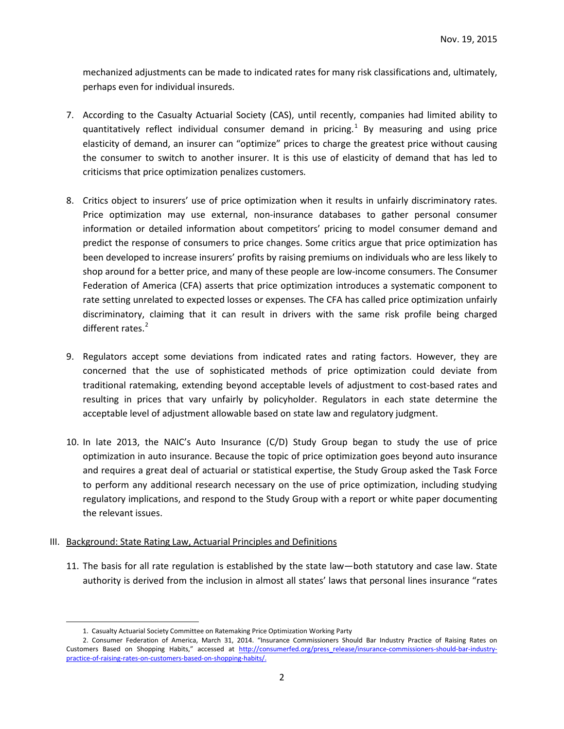mechanized adjustments can be made to indicated rates for many risk classifications and, ultimately, perhaps even for individual insureds.

7. According to the Casualty Actuarial Society (CAS), until recently, companies had limited ability to quantitatively reflect individual consumer demand in pricing.[1] By measuring and using price elasticity of demand, an insurer can "optimize" prices to charge the greatest price without causing the consumer to switch to another insurer. It is this use of elasticity of demand that has led to criticisms that price optimization penalizes customers.

8. Critics object to insurers' use of price optimization when it results in unfairly discriminatory rates. Price optimization may use external, non-insurance databases to gather personal consumer information or detailed information about competitors' pricing to model consumer demand and predict the response of consumers to price changes. Some critics argue that price optimization has been developed to increase insurers' profits by raising premiums on individuals who are less likely to shop around for a better price, and many of these people are low-income consumers. The Consumer Federation of America (CFA) asserts that price optimization introduces a systematic component to rate setting unrelated to expected losses or expenses. The CFA has called price optimization unfairly discriminatory, claiming that it can result in drivers with the same risk profile being charged different rates.[2]

9. Regulators accept some deviations from indicated rates and rating factors. However, they are concerned that the use of sophisticated methods of price optimization could deviate from traditional ratemaking, extending beyond acceptable levels of adjustment to cost-based rates and resulting in prices that vary unfairly by policyholder. Regulators in each state determine the acceptable level of adjustment allowable based on state law and regulatory judgment.

10. In late 2013, the NAIC's Auto Insurance (C/D) Study Group began to study the use of price optimization in auto insurance. Because the topic of price optimization goes beyond auto insurance and requires a great deal of actuarial or statistical expertise, the Study Group asked the Task Force to perform any additional research necessary on the use of price optimization, including studying regulatory implications, and respond to the Study Group with a report or white paper documenting the relevant issues.

## III. Background: State Rating Law, Actuarial Principles and Definitions

11. The basis for all rate regulation is established by the state law—both statutory and case law. State authority is derived from the inclusion in almost all states' laws that personal lines insurance "rates

---

1. Casualty Actuarial Society Committee on Ratemaking Price Optimization Working Party

2. Consumer Federation of America, March 31, 2014. "Insurance Commissioners Should Bar Industry Practice of Raising Rates on Customers Based on Shopping Habits," accessed at http://consumerfed.org/press_release/insurance-commissioners-should-bar-industry-practice-of-raising-rates-on-customers-based-on-shopping-habits/.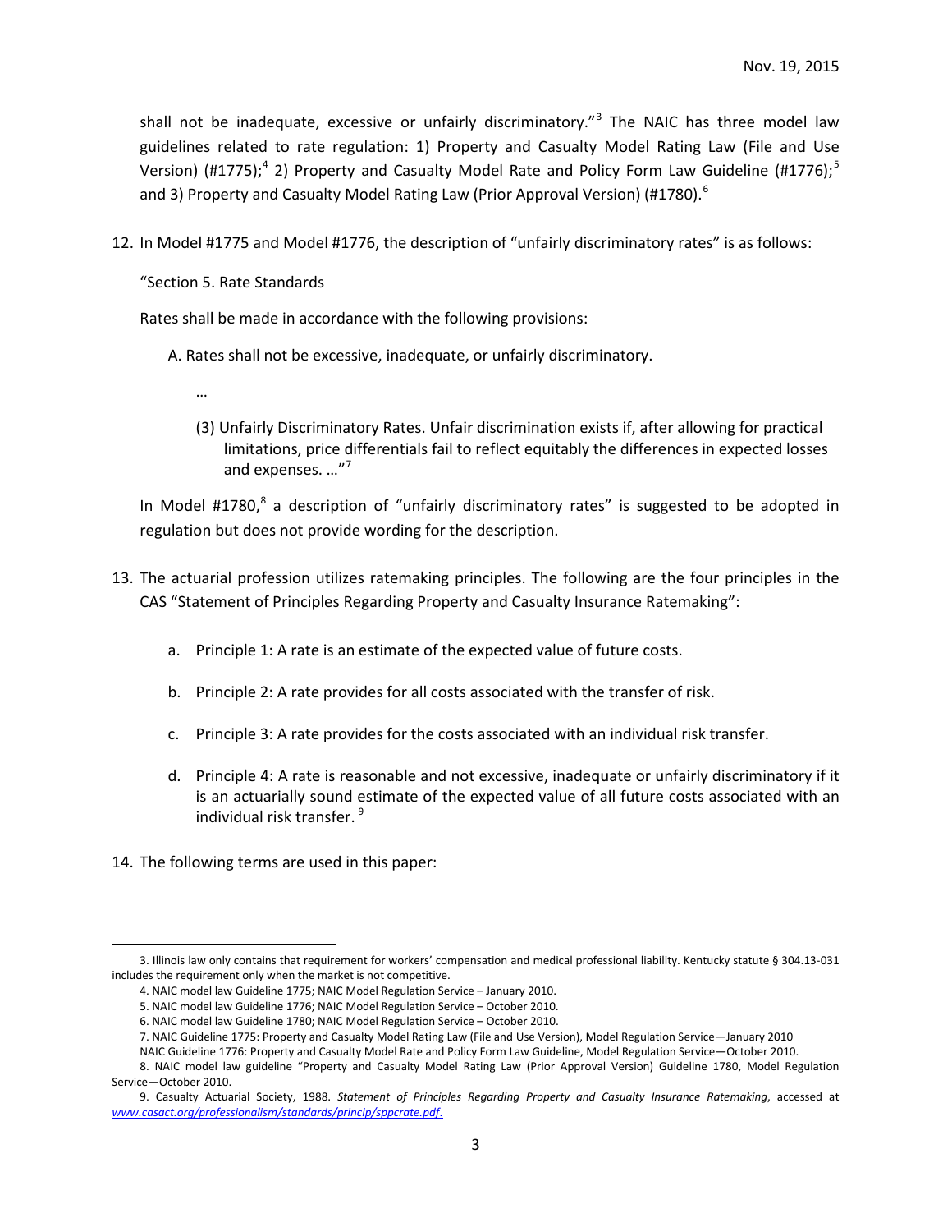shall not be inadequate, excessive or unfairly discriminatory."[3] The NAIC has three model law guidelines related to rate regulation: 1) Property and Casualty Model Rating Law (File and Use Version) (#1775);[4] 2) Property and Casualty Model Rate and Policy Form Law Guideline (#1776);[5] and 3) Property and Casualty Model Rating Law (Prior Approval Version) (#1780).[6]

12. In Model #1775 and Model #1776, the description of "unfairly discriminatory rates" is as follows:

   "Section 5. Rate Standards

   Rates shall be made in accordance with the following provisions:

   A. Rates shall not be excessive, inadequate, or unfairly discriminatory.

   …

   (3) Unfairly Discriminatory Rates. Unfair discrimination exists if, after allowing for practical limitations, price differentials fail to reflect equitably the differences in expected losses and expenses. …"[7]

   In Model #1780,[8] a description of "unfairly discriminatory rates" is suggested to be adopted in regulation but does not provide wording for the description.

13. The actuarial profession utilizes ratemaking principles. The following are the four principles in the CAS "Statement of Principles Regarding Property and Casualty Insurance Ratemaking":

   a. Principle 1: A rate is an estimate of the expected value of future costs.

   b. Principle 2: A rate provides for all costs associated with the transfer of risk.

   c. Principle 3: A rate provides for the costs associated with an individual risk transfer.

   d. Principle 4: A rate is reasonable and not excessive, inadequate or unfairly discriminatory if it is an actuarially sound estimate of the expected value of all future costs associated with an individual risk transfer.[9]

14. The following terms are used in this paper:

---

3. Illinois law only contains that requirement for workers' compensation and medical professional liability. Kentucky statute § 304.13-031 includes the requirement only when the market is not competitive.

4. NAIC model law Guideline 1775; NAIC Model Regulation Service – January 2010.

5. NAIC model law Guideline 1776; NAIC Model Regulation Service – October 2010.

6. NAIC model law Guideline 1780; NAIC Model Regulation Service – October 2010.

7. NAIC Guideline 1775: Property and Casualty Model Rating Law (File and Use Version), Model Regulation Service—January 2010
NAIC Guideline 1776: Property and Casualty Model Rate and Policy Form Law Guideline, Model Regulation Service—October 2010.

8. NAIC model law guideline "Property and Casualty Model Rating Law (Prior Approval Version) Guideline 1780, Model Regulation Service—October 2010.

9. Casualty Actuarial Society, 1988. *Statement of Principles Regarding Property and Casualty Insurance Ratemaking*, accessed at www.casact.org/professionalism/standards/princip/sppcrate.pdf.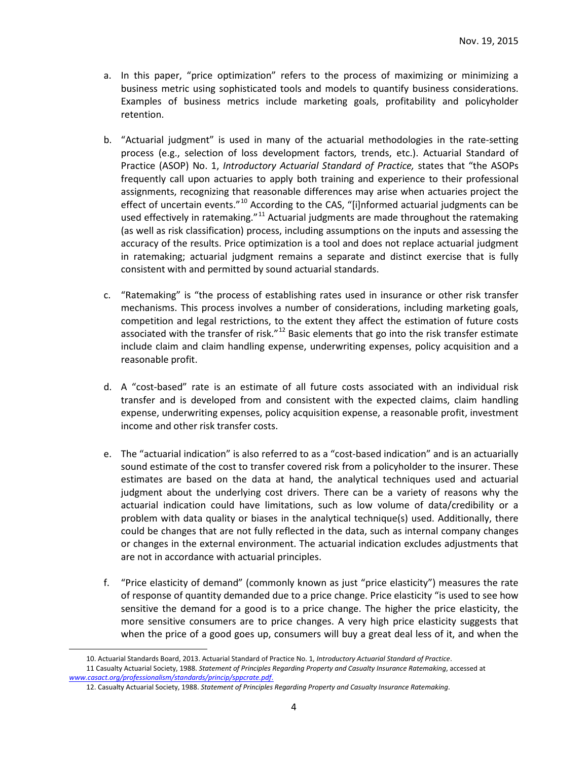a. In this paper, "price optimization" refers to the process of maximizing or minimizing a business metric using sophisticated tools and models to quantify business considerations. Examples of business metrics include marketing goals, profitability and policyholder retention.

b. "Actuarial judgment" is used in many of the actuarial methodologies in the rate-setting process (e.g., selection of loss development factors, trends, etc.). Actuarial Standard of Practice (ASOP) No. 1, *Introductory Actuarial Standard of Practice,* states that "the ASOPs frequently call upon actuaries to apply both training and experience to their professional assignments, recognizing that reasonable differences may arise when actuaries project the effect of uncertain events."[10] According to the CAS, "[i]nformed actuarial judgments can be used effectively in ratemaking."[11] Actuarial judgments are made throughout the ratemaking (as well as risk classification) process, including assumptions on the inputs and assessing the accuracy of the results. Price optimization is a tool and does not replace actuarial judgment in ratemaking; actuarial judgment remains a separate and distinct exercise that is fully consistent with and permitted by sound actuarial standards.

c. "Ratemaking" is "the process of establishing rates used in insurance or other risk transfer mechanisms. This process involves a number of considerations, including marketing goals, competition and legal restrictions, to the extent they affect the estimation of future costs associated with the transfer of risk."[12] Basic elements that go into the risk transfer estimate include claim and claim handling expense, underwriting expenses, policy acquisition and a reasonable profit.

d. A "cost-based" rate is an estimate of all future costs associated with an individual risk transfer and is developed from and consistent with the expected claims, claim handling expense, underwriting expenses, policy acquisition expense, a reasonable profit, investment income and other risk transfer costs.

e. The "actuarial indication" is also referred to as a "cost-based indication" and is an actuarially sound estimate of the cost to transfer covered risk from a policyholder to the insurer. These estimates are based on the data at hand, the analytical techniques used and actuarial judgment about the underlying cost drivers. There can be a variety of reasons why the actuarial indication could have limitations, such as low volume of data/credibility or a problem with data quality or biases in the analytical technique(s) used. Additionally, there could be changes that are not fully reflected in the data, such as internal company changes or changes in the external environment. The actuarial indication excludes adjustments that are not in accordance with actuarial principles.

f. "Price elasticity of demand" (commonly known as just "price elasticity") measures the rate of response of quantity demanded due to a price change. Price elasticity "is used to see how sensitive the demand for a good is to a price change. The higher the price elasticity, the more sensitive consumers are to price changes. A very high price elasticity suggests that when the price of a good goes up, consumers will buy a great deal less of it, and when the

---

10. Actuarial Standards Board, 2013. Actuarial Standard of Practice No. 1, *Introductory Actuarial Standard of Practice*.

11 Casualty Actuarial Society, 1988. *Statement of Principles Regarding Property and Casualty Insurance Ratemaking*, accessed at www.casact.org/professionalism/standards/princip/sppcrate.pdf.

12. Casualty Actuarial Society, 1988. *Statement of Principles Regarding Property and Casualty Insurance Ratemaking*.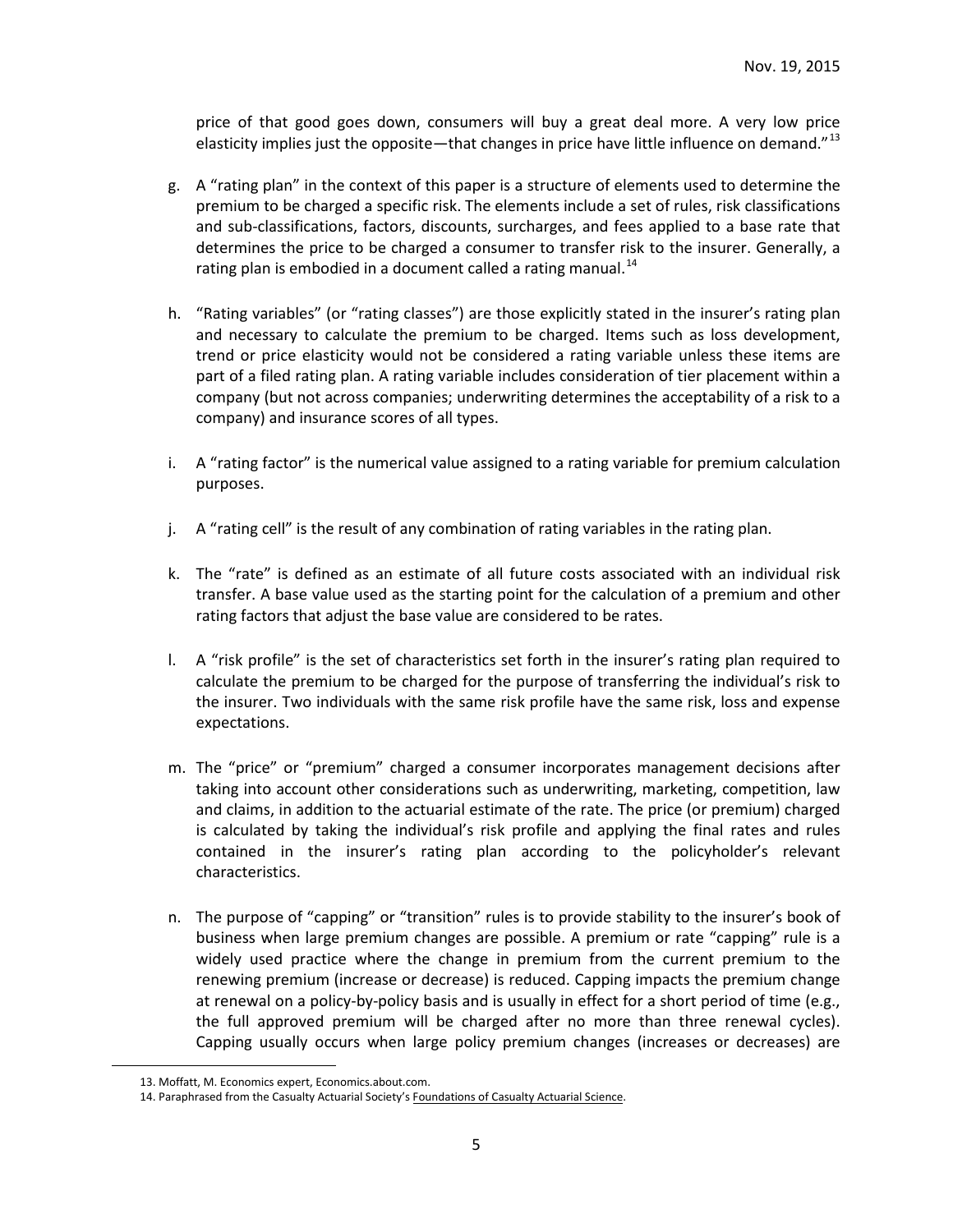price of that good goes down, consumers will buy a great deal more. A very low price elasticity implies just the opposite—that changes in price have little influence on demand."[13]

g. A "rating plan" in the context of this paper is a structure of elements used to determine the premium to be charged a specific risk. The elements include a set of rules, risk classifications and sub-classifications, factors, discounts, surcharges, and fees applied to a base rate that determines the price to be charged a consumer to transfer risk to the insurer. Generally, a rating plan is embodied in a document called a rating manual.[14]

h. "Rating variables" (or "rating classes") are those explicitly stated in the insurer's rating plan and necessary to calculate the premium to be charged. Items such as loss development, trend or price elasticity would not be considered a rating variable unless these items are part of a filed rating plan. A rating variable includes consideration of tier placement within a company (but not across companies; underwriting determines the acceptability of a risk to a company) and insurance scores of all types.

i. A "rating factor" is the numerical value assigned to a rating variable for premium calculation purposes.

j. A "rating cell" is the result of any combination of rating variables in the rating plan.

k. The "rate" is defined as an estimate of all future costs associated with an individual risk transfer. A base value used as the starting point for the calculation of a premium and other rating factors that adjust the base value are considered to be rates.

l. A "risk profile" is the set of characteristics set forth in the insurer's rating plan required to calculate the premium to be charged for the purpose of transferring the individual's risk to the insurer. Two individuals with the same risk profile have the same risk, loss and expense expectations.

m. The "price" or "premium" charged a consumer incorporates management decisions after taking into account other considerations such as underwriting, marketing, competition, law and claims, in addition to the actuarial estimate of the rate. The price (or premium) charged is calculated by taking the individual's risk profile and applying the final rates and rules contained in the insurer's rating plan according to the policyholder's relevant characteristics.

n. The purpose of "capping" or "transition" rules is to provide stability to the insurer's book of business when large premium changes are possible. A premium or rate "capping" rule is a widely used practice where the change in premium from the current premium to the renewing premium (increase or decrease) is reduced. Capping impacts the premium change at renewal on a policy-by-policy basis and is usually in effect for a short period of time (e.g., the full approved premium will be charged after no more than three renewal cycles). Capping usually occurs when large policy premium changes (increases or decreases) are

---

13. Moffatt, M. Economics expert, Economics.about.com.

14. Paraphrased from the Casualty Actuarial Society's Foundations of Casualty Actuarial Science.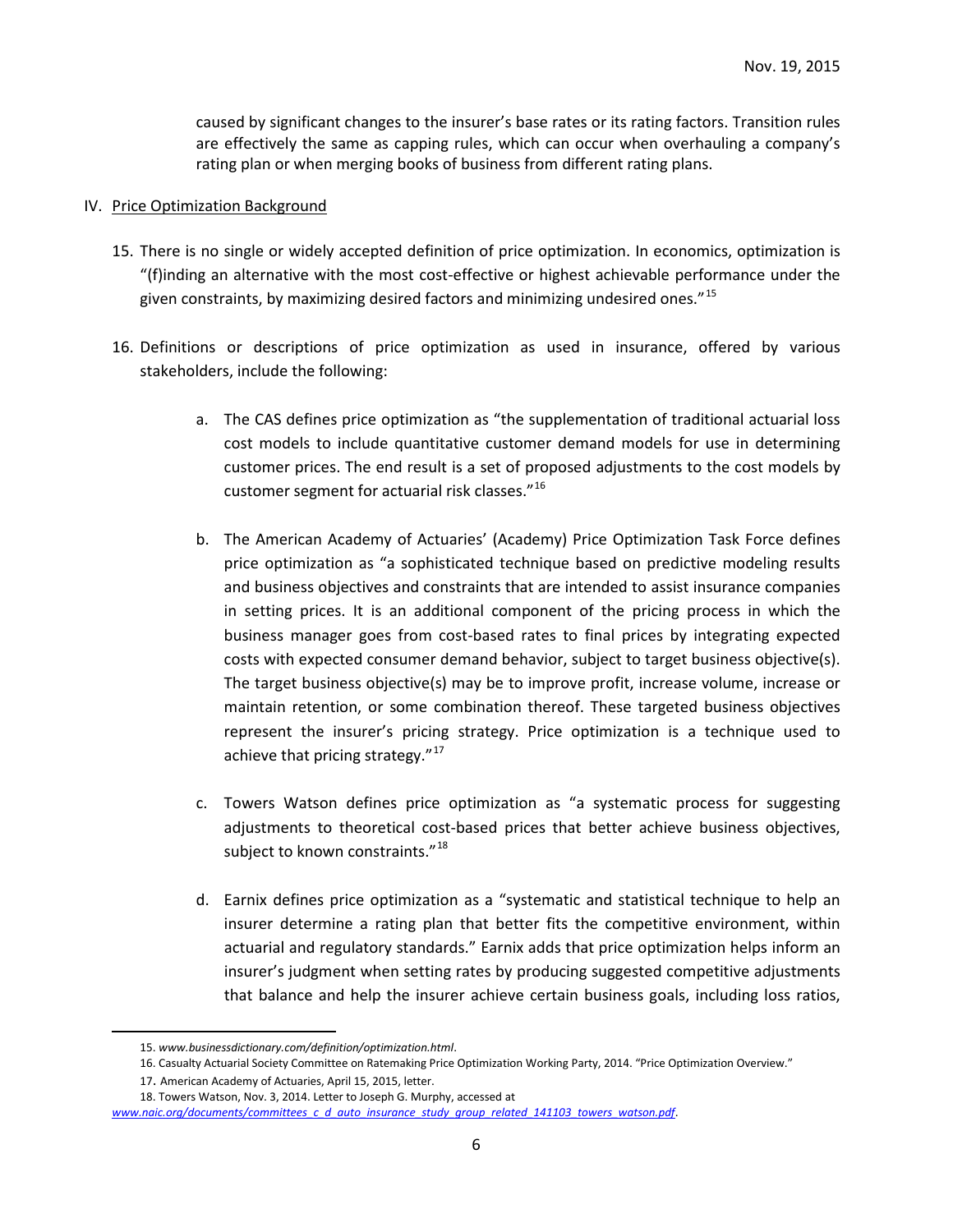caused by significant changes to the insurer's base rates or its rating factors. Transition rules are effectively the same as capping rules, which can occur when overhauling a company's rating plan or when merging books of business from different rating plans.

## IV. Price Optimization Background

15. There is no single or widely accepted definition of price optimization. In economics, optimization is "(f)inding an alternative with the most cost-effective or highest achievable performance under the given constraints, by maximizing desired factors and minimizing undesired ones."[15]

16. Definitions or descriptions of price optimization as used in insurance, offered by various stakeholders, include the following:

    a. The CAS defines price optimization as "the supplementation of traditional actuarial loss cost models to include quantitative customer demand models for use in determining customer prices. The end result is a set of proposed adjustments to the cost models by customer segment for actuarial risk classes."[16]

    b. The American Academy of Actuaries' (Academy) Price Optimization Task Force defines price optimization as "a sophisticated technique based on predictive modeling results and business objectives and constraints that are intended to assist insurance companies in setting prices. It is an additional component of the pricing process in which the business manager goes from cost-based rates to final prices by integrating expected costs with expected consumer demand behavior, subject to target business objective(s). The target business objective(s) may be to improve profit, increase volume, increase or maintain retention, or some combination thereof. These targeted business objectives represent the insurer's pricing strategy. Price optimization is a technique used to achieve that pricing strategy."[17]

    c. Towers Watson defines price optimization as "a systematic process for suggesting adjustments to theoretical cost-based prices that better achieve business objectives, subject to known constraints."[18]

    d. Earnix defines price optimization as a "systematic and statistical technique to help an insurer determine a rating plan that better fits the competitive environment, within actuarial and regulatory standards." Earnix adds that price optimization helps inform an insurer's judgment when setting rates by producing suggested competitive adjustments that balance and help the insurer achieve certain business goals, including loss ratios,

---

15. *www.businessdictionary.com/definition/optimization.html*.

16. Casualty Actuarial Society Committee on Ratemaking Price Optimization Working Party, 2014. "Price Optimization Overview."

17. American Academy of Actuaries, April 15, 2015, letter.

18. Towers Watson, Nov. 3, 2014. Letter to Joseph G. Murphy, accessed at *www.naic.org/documents/committees_c_d_auto_insurance_study_group_related_141103_towers_watson.pdf*.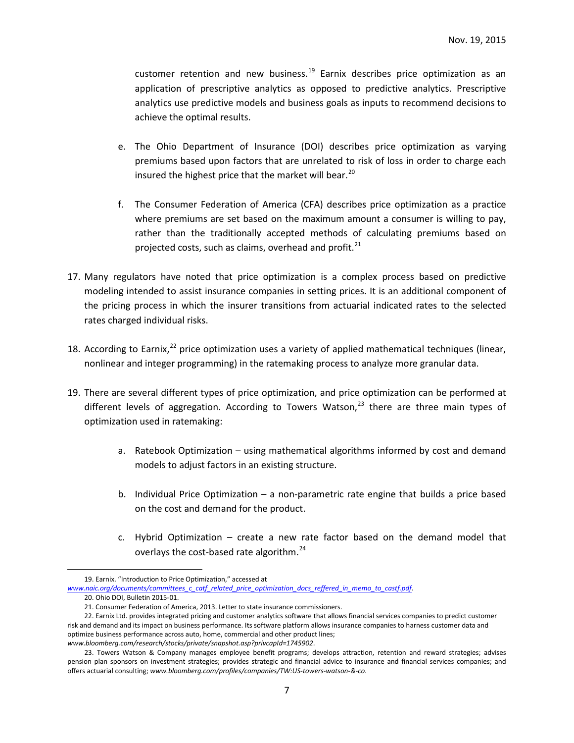customer retention and new business.[19] Earnix describes price optimization as an application of prescriptive analytics as opposed to predictive analytics. Prescriptive analytics use predictive models and business goals as inputs to recommend decisions to achieve the optimal results.

e. The Ohio Department of Insurance (DOI) describes price optimization as varying premiums based upon factors that are unrelated to risk of loss in order to charge each insured the highest price that the market will bear.[20]

f. The Consumer Federation of America (CFA) describes price optimization as a practice where premiums are set based on the maximum amount a consumer is willing to pay, rather than the traditionally accepted methods of calculating premiums based on projected costs, such as claims, overhead and profit.[21]

17. Many regulators have noted that price optimization is a complex process based on predictive modeling intended to assist insurance companies in setting prices. It is an additional component of the pricing process in which the insurer transitions from actuarial indicated rates to the selected rates charged individual risks.

18. According to Earnix,[22] price optimization uses a variety of applied mathematical techniques (linear, nonlinear and integer programming) in the ratemaking process to analyze more granular data.

19. There are several different types of price optimization, and price optimization can be performed at different levels of aggregation. According to Towers Watson,[23] there are three main types of optimization used in ratemaking:

    a. Ratebook Optimization – using mathematical algorithms informed by cost and demand models to adjust factors in an existing structure.

    b. Individual Price Optimization – a non-parametric rate engine that builds a price based on the cost and demand for the product.

    c. Hybrid Optimization – create a new rate factor based on the demand model that overlays the cost-based rate algorithm.[24]

---

19. Earnix. "Introduction to Price Optimization," accessed at *www.naic.org/documents/committees_c_catf_related_price_optimization_docs_reffered_in_memo_to_castf.pdf*.

20. Ohio DOI, Bulletin 2015-01.

21. Consumer Federation of America, 2013. Letter to state insurance commissioners.

22. Earnix Ltd. provides integrated pricing and customer analytics software that allows financial services companies to predict customer risk and demand and its impact on business performance. Its software platform allows insurance companies to harness customer data and optimize business performance across auto, home, commercial and other product lines; *www.bloomberg.com/research/stocks/private/snapshot.asp?privcapId=1745902*.

23. Towers Watson & Company manages employee benefit programs; develops attraction, retention and reward strategies; advises pension plan sponsors on investment strategies; provides strategic and financial advice to insurance and financial services companies; and offers actuarial consulting; *www.bloomberg.com/profiles/companies/TW:US-towers-watson-&-co*.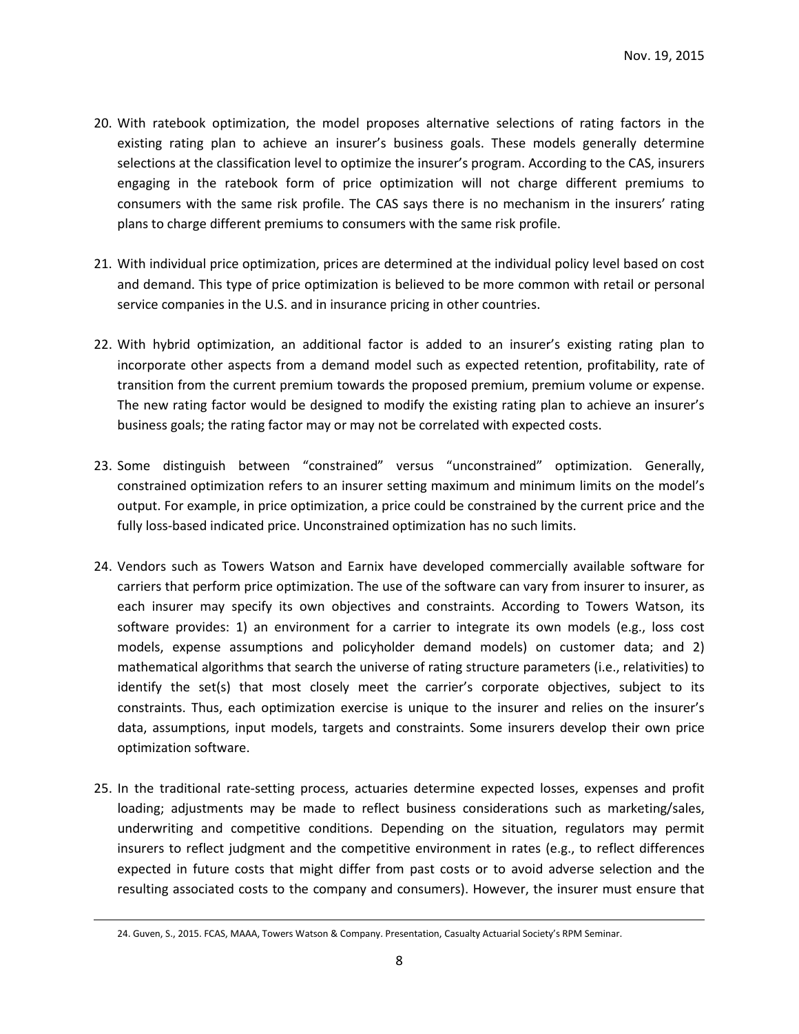20. With ratebook optimization, the model proposes alternative selections of rating factors in the existing rating plan to achieve an insurer's business goals. These models generally determine selections at the classification level to optimize the insurer's program. According to the CAS, insurers engaging in the ratebook form of price optimization will not charge different premiums to consumers with the same risk profile. The CAS says there is no mechanism in the insurers' rating plans to charge different premiums to consumers with the same risk profile.

21. With individual price optimization, prices are determined at the individual policy level based on cost and demand. This type of price optimization is believed to be more common with retail or personal service companies in the U.S. and in insurance pricing in other countries.

22. With hybrid optimization, an additional factor is added to an insurer's existing rating plan to incorporate other aspects from a demand model such as expected retention, profitability, rate of transition from the current premium towards the proposed premium, premium volume or expense. The new rating factor would be designed to modify the existing rating plan to achieve an insurer's business goals; the rating factor may or may not be correlated with expected costs.

23. Some distinguish between "constrained" versus "unconstrained" optimization. Generally, constrained optimization refers to an insurer setting maximum and minimum limits on the model's output. For example, in price optimization, a price could be constrained by the current price and the fully loss-based indicated price. Unconstrained optimization has no such limits.

24. Vendors such as Towers Watson and Earnix have developed commercially available software for carriers that perform price optimization. The use of the software can vary from insurer to insurer, as each insurer may specify its own objectives and constraints. According to Towers Watson, its software provides: 1) an environment for a carrier to integrate its own models (e.g., loss cost models, expense assumptions and policyholder demand models) on customer data; and 2) mathematical algorithms that search the universe of rating structure parameters (i.e., relativities) to identify the set(s) that most closely meet the carrier's corporate objectives, subject to its constraints. Thus, each optimization exercise is unique to the insurer and relies on the insurer's data, assumptions, input models, targets and constraints. Some insurers develop their own price optimization software.

25. In the traditional rate-setting process, actuaries determine expected losses, expenses and profit loading; adjustments may be made to reflect business considerations such as marketing/sales, underwriting and competitive conditions. Depending on the situation, regulators may permit insurers to reflect judgment and the competitive environment in rates (e.g., to reflect differences expected in future costs that might differ from past costs or to avoid adverse selection and the resulting associated costs to the company and consumers). However, the insurer must ensure that

---

24. Guven, S., 2015. FCAS, MAAA, Towers Watson & Company. Presentation, Casualty Actuarial Society's RPM Seminar.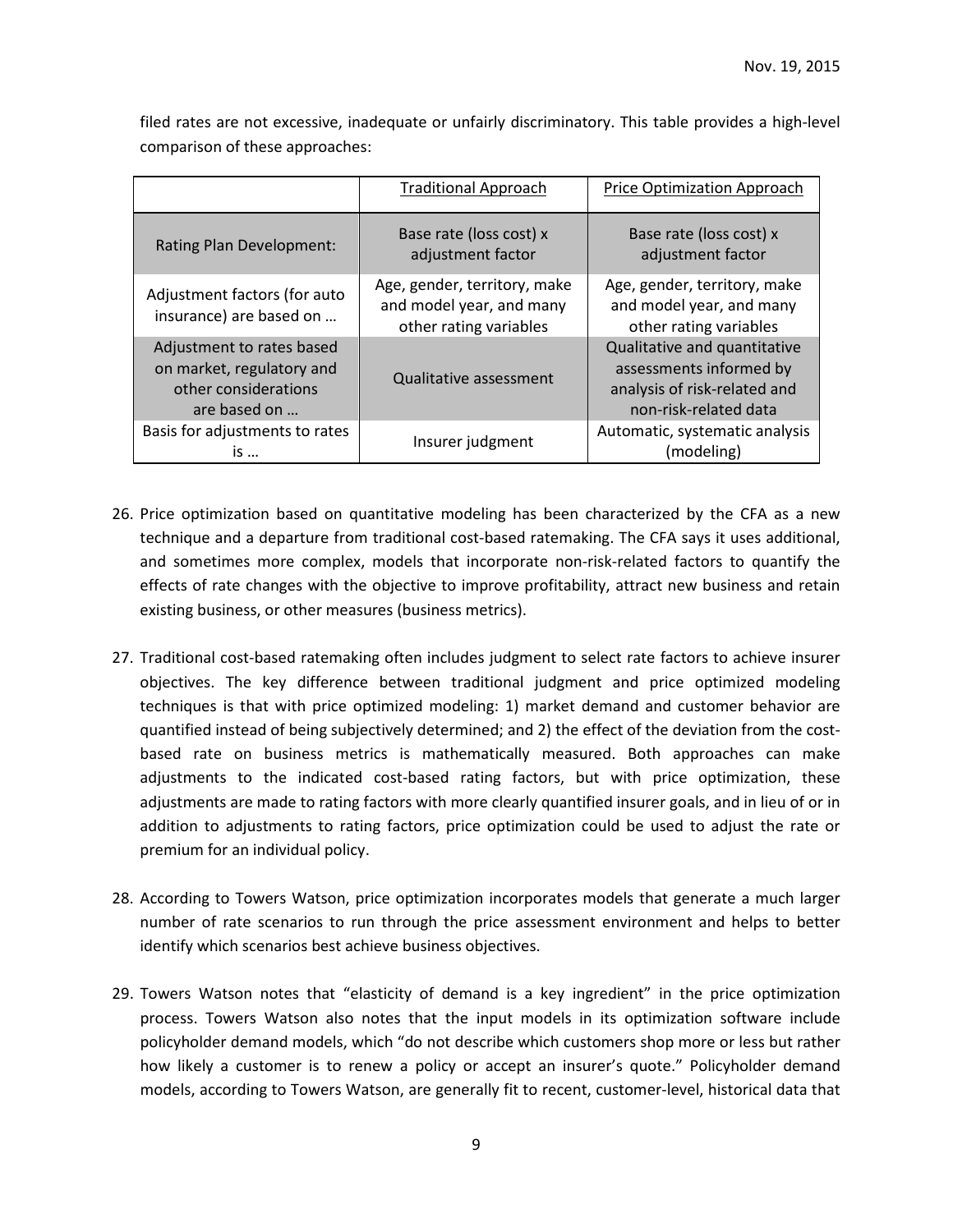filed rates are not excessive, inadequate or unfairly discriminatory. This table provides a high-level comparison of these approaches:

| | Traditional Approach | Price Optimization Approach |
|---|---|---|
| Rating Plan Development: | Base rate (loss cost) x adjustment factor | Base rate (loss cost) x adjustment factor |
| Adjustment factors (for auto insurance) are based on … | Age, gender, territory, make and model year, and many other rating variables | Age, gender, territory, make and model year, and many other rating variables |
| Adjustment to rates based on market, regulatory and other considerations are based on … | Qualitative assessment | Qualitative and quantitative assessments informed by analysis of risk-related and non-risk-related data |
| Basis for adjustments to rates is … | Insurer judgment | Automatic, systematic analysis (modeling) |

26. Price optimization based on quantitative modeling has been characterized by the CFA as a new technique and a departure from traditional cost-based ratemaking. The CFA says it uses additional, and sometimes more complex, models that incorporate non-risk-related factors to quantify the effects of rate changes with the objective to improve profitability, attract new business and retain existing business, or other measures (business metrics).

27. Traditional cost-based ratemaking often includes judgment to select rate factors to achieve insurer objectives. The key difference between traditional judgment and price optimized modeling techniques is that with price optimized modeling: 1) market demand and customer behavior are quantified instead of being subjectively determined; and 2) the effect of the deviation from the cost-based rate on business metrics is mathematically measured. Both approaches can make adjustments to the indicated cost-based rating factors, but with price optimization, these adjustments are made to rating factors with more clearly quantified insurer goals, and in lieu of or in addition to adjustments to rating factors, price optimization could be used to adjust the rate or premium for an individual policy.

28. According to Towers Watson, price optimization incorporates models that generate a much larger number of rate scenarios to run through the price assessment environment and helps to better identify which scenarios best achieve business objectives.

29. Towers Watson notes that "elasticity of demand is a key ingredient" in the price optimization process. Towers Watson also notes that the input models in its optimization software include policyholder demand models, which "do not describe which customers shop more or less but rather how likely a customer is to renew a policy or accept an insurer's quote." Policyholder demand models, according to Towers Watson, are generally fit to recent, customer-level, historical data that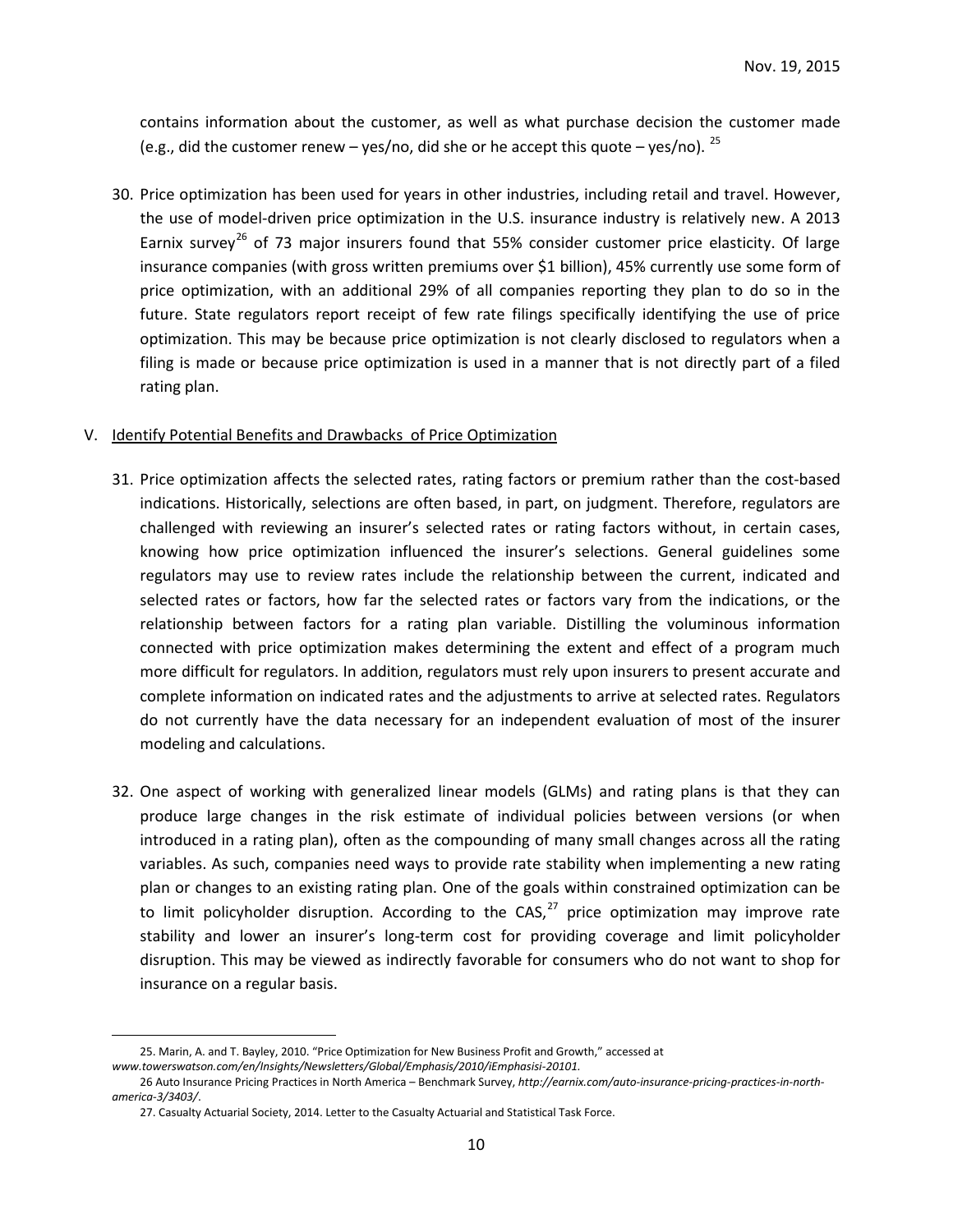contains information about the customer, as well as what purchase decision the customer made (e.g., did the customer renew – yes/no, did she or he accept this quote – yes/no). [25]

30. Price optimization has been used for years in other industries, including retail and travel. However, the use of model-driven price optimization in the U.S. insurance industry is relatively new. A 2013 Earnix survey[26] of 73 major insurers found that 55% consider customer price elasticity. Of large insurance companies (with gross written premiums over $1 billion), 45% currently use some form of price optimization, with an additional 29% of all companies reporting they plan to do so in the future. State regulators report receipt of few rate filings specifically identifying the use of price optimization. This may be because price optimization is not clearly disclosed to regulators when a filing is made or because price optimization is used in a manner that is not directly part of a filed rating plan.

## V. Identify Potential Benefits and Drawbacks of Price Optimization

31. Price optimization affects the selected rates, rating factors or premium rather than the cost-based indications. Historically, selections are often based, in part, on judgment. Therefore, regulators are challenged with reviewing an insurer's selected rates or rating factors without, in certain cases, knowing how price optimization influenced the insurer's selections. General guidelines some regulators may use to review rates include the relationship between the current, indicated and selected rates or factors, how far the selected rates or factors vary from the indications, or the relationship between factors for a rating plan variable. Distilling the voluminous information connected with price optimization makes determining the extent and effect of a program much more difficult for regulators. In addition, regulators must rely upon insurers to present accurate and complete information on indicated rates and the adjustments to arrive at selected rates. Regulators do not currently have the data necessary for an independent evaluation of most of the insurer modeling and calculations.

32. One aspect of working with generalized linear models (GLMs) and rating plans is that they can produce large changes in the risk estimate of individual policies between versions (or when introduced in a rating plan), often as the compounding of many small changes across all the rating variables. As such, companies need ways to provide rate stability when implementing a new rating plan or changes to an existing rating plan. One of the goals within constrained optimization can be to limit policyholder disruption. According to the CAS,[27] price optimization may improve rate stability and lower an insurer's long-term cost for providing coverage and limit policyholder disruption. This may be viewed as indirectly favorable for consumers who do not want to shop for insurance on a regular basis.

---

25. Marin, A. and T. Bayley, 2010. "Price Optimization for New Business Profit and Growth," accessed at *www.towerswatson.com/en/Insights/Newsletters/Global/Emphasis/2010/iEmphasisi-20101.*

26 Auto Insurance Pricing Practices in North America – Benchmark Survey, *http://earnix.com/auto-insurance-pricing-practices-in-north-america-3/3403/*.

27. Casualty Actuarial Society, 2014. Letter to the Casualty Actuarial and Statistical Task Force.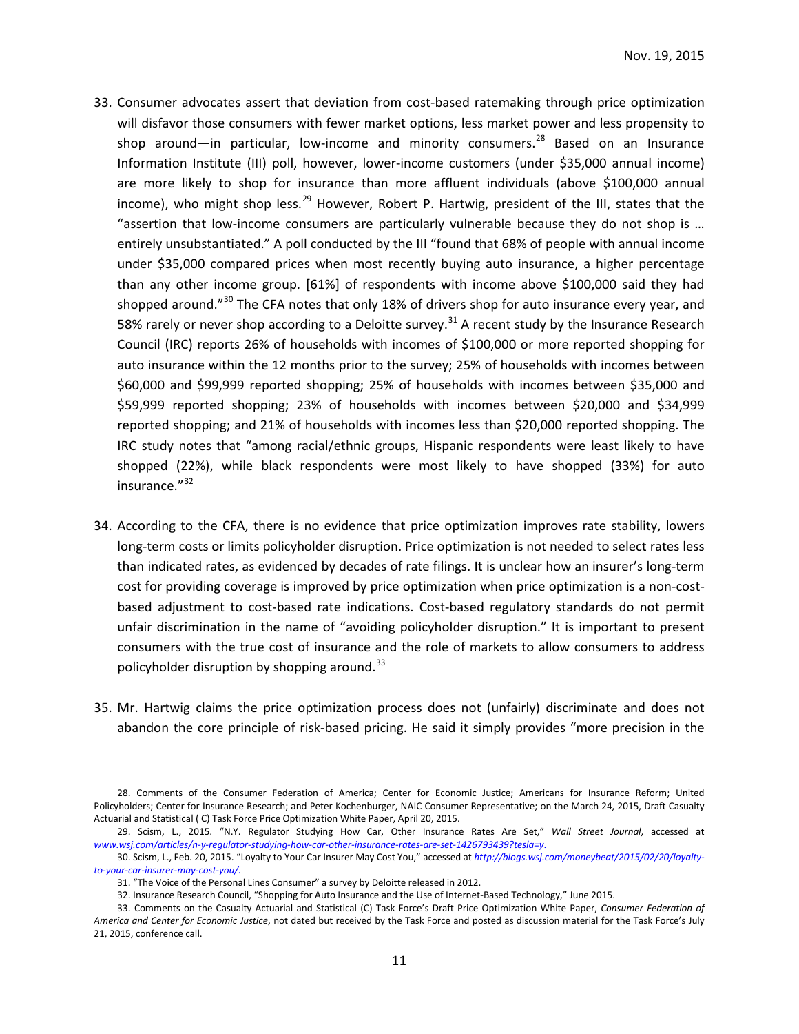33. Consumer advocates assert that deviation from cost-based ratemaking through price optimization will disfavor those consumers with fewer market options, less market power and less propensity to shop around—in particular, low-income and minority consumers.[28] Based on an Insurance Information Institute (III) poll, however, lower-income customers (under $35,000 annual income) are more likely to shop for insurance than more affluent individuals (above $100,000 annual income), who might shop less.[29] However, Robert P. Hartwig, president of the III, states that the "assertion that low-income consumers are particularly vulnerable because they do not shop is … entirely unsubstantiated." A poll conducted by the III "found that 68% of people with annual income under $35,000 compared prices when most recently buying auto insurance, a higher percentage than any other income group. [61%] of respondents with income above $100,000 said they had shopped around."[30] The CFA notes that only 18% of drivers shop for auto insurance every year, and 58% rarely or never shop according to a Deloitte survey.[31] A recent study by the Insurance Research Council (IRC) reports 26% of households with incomes of $100,000 or more reported shopping for auto insurance within the 12 months prior to the survey; 25% of households with incomes between $60,000 and $99,999 reported shopping; 25% of households with incomes between $35,000 and $59,999 reported shopping; 23% of households with incomes between $20,000 and $34,999 reported shopping; and 21% of households with incomes less than $20,000 reported shopping. The IRC study notes that "among racial/ethnic groups, Hispanic respondents were least likely to have shopped (22%), while black respondents were most likely to have shopped (33%) for auto insurance."[32]

34. According to the CFA, there is no evidence that price optimization improves rate stability, lowers long-term costs or limits policyholder disruption. Price optimization is not needed to select rates less than indicated rates, as evidenced by decades of rate filings. It is unclear how an insurer's long-term cost for providing coverage is improved by price optimization when price optimization is a non-cost-based adjustment to cost-based rate indications. Cost-based regulatory standards do not permit unfair discrimination in the name of "avoiding policyholder disruption." It is important to present consumers with the true cost of insurance and the role of markets to allow consumers to address policyholder disruption by shopping around.[33]

35. Mr. Hartwig claims the price optimization process does not (unfairly) discriminate and does not abandon the core principle of risk-based pricing. He said it simply provides "more precision in the

---

28. Comments of the Consumer Federation of America; Center for Economic Justice; Americans for Insurance Reform; United Policyholders; Center for Insurance Research; and Peter Kochenburger, NAIC Consumer Representative; on the March 24, 2015, Draft Casualty Actuarial and Statistical ( C) Task Force Price Optimization White Paper, April 20, 2015.

29. Scism, L., 2015. "N.Y. Regulator Studying How Car, Other Insurance Rates Are Set," *Wall Street Journal*, accessed at *www.wsj.com/articles/n-y-regulator-studying-how-car-other-insurance-rates-are-set-1426793439?tesla=y*.

30. Scism, L., Feb. 20, 2015. "Loyalty to Your Car Insurer May Cost You," accessed at *http://blogs.wsj.com/moneybeat/2015/02/20/loyalty-to-your-car-insurer-may-cost-you/*.

31. "The Voice of the Personal Lines Consumer" a survey by Deloitte released in 2012.

32. Insurance Research Council, "Shopping for Auto Insurance and the Use of Internet-Based Technology," June 2015.

33. Comments on the Casualty Actuarial and Statistical (C) Task Force's Draft Price Optimization White Paper, *Consumer Federation of America and Center for Economic Justice*, not dated but received by the Task Force and posted as discussion material for the Task Force's July 21, 2015, conference call.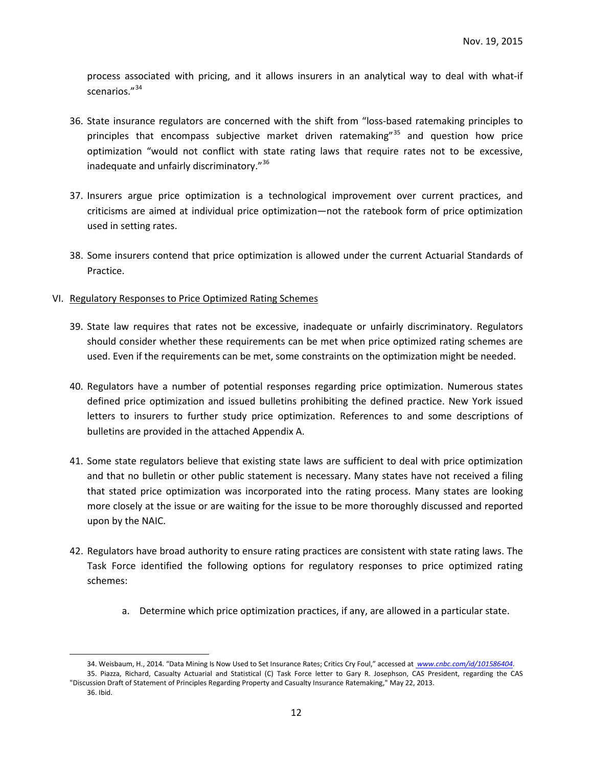process associated with pricing, and it allows insurers in an analytical way to deal with what-if scenarios."[34]

36. State insurance regulators are concerned with the shift from "loss-based ratemaking principles to principles that encompass subjective market driven ratemaking"[35] and question how price optimization "would not conflict with state rating laws that require rates not to be excessive, inadequate and unfairly discriminatory."[36]

37. Insurers argue price optimization is a technological improvement over current practices, and criticisms are aimed at individual price optimization—not the ratebook form of price optimization used in setting rates.

38. Some insurers contend that price optimization is allowed under the current Actuarial Standards of Practice.

## VI. Regulatory Responses to Price Optimized Rating Schemes

39. State law requires that rates not be excessive, inadequate or unfairly discriminatory. Regulators should consider whether these requirements can be met when price optimized rating schemes are used. Even if the requirements can be met, some constraints on the optimization might be needed.

40. Regulators have a number of potential responses regarding price optimization. Numerous states defined price optimization and issued bulletins prohibiting the defined practice. New York issued letters to insurers to further study price optimization. References to and some descriptions of bulletins are provided in the attached Appendix A.

41. Some state regulators believe that existing state laws are sufficient to deal with price optimization and that no bulletin or other public statement is necessary. Many states have not received a filing that stated price optimization was incorporated into the rating process. Many states are looking more closely at the issue or are waiting for the issue to be more thoroughly discussed and reported upon by the NAIC.

42. Regulators have broad authority to ensure rating practices are consistent with state rating laws. The Task Force identified the following options for regulatory responses to price optimized rating schemes:

    a. Determine which price optimization practices, if any, are allowed in a particular state.

---

34. Weisbaum, H., 2014. "Data Mining Is Now Used to Set Insurance Rates; Critics Cry Foul," accessed at www.cnbc.com/id/101586404.

35. Piazza, Richard, Casualty Actuarial and Statistical (C) Task Force letter to Gary R. Josephson, CAS President, regarding the CAS "Discussion Draft of Statement of Principles Regarding Property and Casualty Insurance Ratemaking," May 22, 2013.

36. Ibid.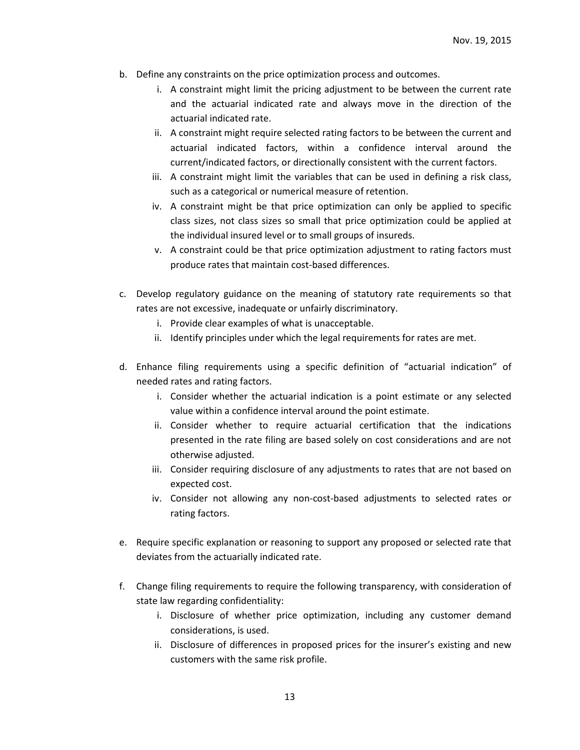b. Define any constraints on the price optimization process and outcomes.
    i. A constraint might limit the pricing adjustment to be between the current rate and the actuarial indicated rate and always move in the direction of the actuarial indicated rate.
    ii. A constraint might require selected rating factors to be between the current and actuarial indicated factors, within a confidence interval around the current/indicated factors, or directionally consistent with the current factors.
    iii. A constraint might limit the variables that can be used in defining a risk class, such as a categorical or numerical measure of retention.
    iv. A constraint might be that price optimization can only be applied to specific class sizes, not class sizes so small that price optimization could be applied at the individual insured level or to small groups of insureds.
    v. A constraint could be that price optimization adjustment to rating factors must produce rates that maintain cost-based differences.

c. Develop regulatory guidance on the meaning of statutory rate requirements so that rates are not excessive, inadequate or unfairly discriminatory.
    i. Provide clear examples of what is unacceptable.
    ii. Identify principles under which the legal requirements for rates are met.

d. Enhance filing requirements using a specific definition of "actuarial indication" of needed rates and rating factors.
    i. Consider whether the actuarial indication is a point estimate or any selected value within a confidence interval around the point estimate.
    ii. Consider whether to require actuarial certification that the indications presented in the rate filing are based solely on cost considerations and are not otherwise adjusted.
    iii. Consider requiring disclosure of any adjustments to rates that are not based on expected cost.
    iv. Consider not allowing any non-cost-based adjustments to selected rates or rating factors.

e. Require specific explanation or reasoning to support any proposed or selected rate that deviates from the actuarially indicated rate.

f. Change filing requirements to require the following transparency, with consideration of state law regarding confidentiality:
    i. Disclosure of whether price optimization, including any customer demand considerations, is used.
    ii. Disclosure of differences in proposed prices for the insurer's existing and new customers with the same risk profile.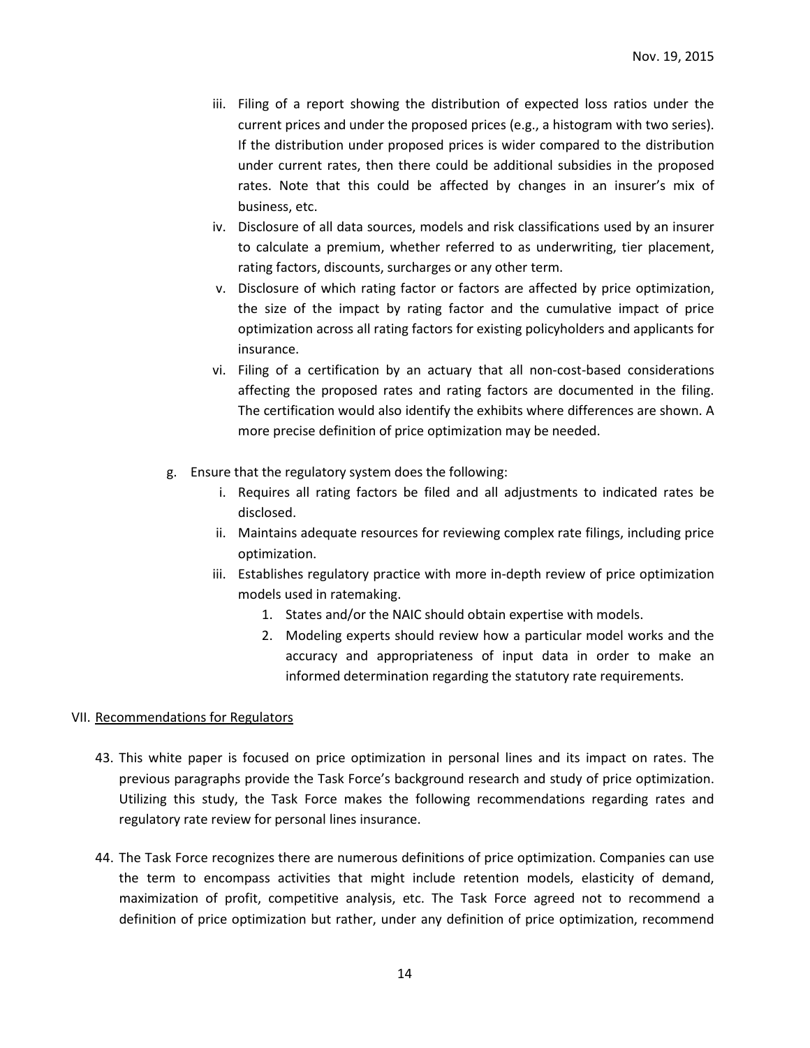iii. Filing of a report showing the distribution of expected loss ratios under the current prices and under the proposed prices (e.g., a histogram with two series). If the distribution under proposed prices is wider compared to the distribution under current rates, then there could be additional subsidies in the proposed rates. Note that this could be affected by changes in an insurer's mix of business, etc.

iv. Disclosure of all data sources, models and risk classifications used by an insurer to calculate a premium, whether referred to as underwriting, tier placement, rating factors, discounts, surcharges or any other term.

v. Disclosure of which rating factor or factors are affected by price optimization, the size of the impact by rating factor and the cumulative impact of price optimization across all rating factors for existing policyholders and applicants for insurance.

vi. Filing of a certification by an actuary that all non-cost-based considerations affecting the proposed rates and rating factors are documented in the filing. The certification would also identify the exhibits where differences are shown. A more precise definition of price optimization may be needed.

g. Ensure that the regulatory system does the following:

   i. Requires all rating factors be filed and all adjustments to indicated rates be disclosed.

   ii. Maintains adequate resources for reviewing complex rate filings, including price optimization.

   iii. Establishes regulatory practice with more in-depth review of price optimization models used in ratemaking.

      1. States and/or the NAIC should obtain expertise with models.
      2. Modeling experts should review how a particular model works and the accuracy and appropriateness of input data in order to make an informed determination regarding the statutory rate requirements.

## VII. Recommendations for Regulators

43. This white paper is focused on price optimization in personal lines and its impact on rates. The previous paragraphs provide the Task Force's background research and study of price optimization. Utilizing this study, the Task Force makes the following recommendations regarding rates and regulatory rate review for personal lines insurance.

44. The Task Force recognizes there are numerous definitions of price optimization. Companies can use the term to encompass activities that might include retention models, elasticity of demand, maximization of profit, competitive analysis, etc. The Task Force agreed not to recommend a definition of price optimization but rather, under any definition of price optimization, recommend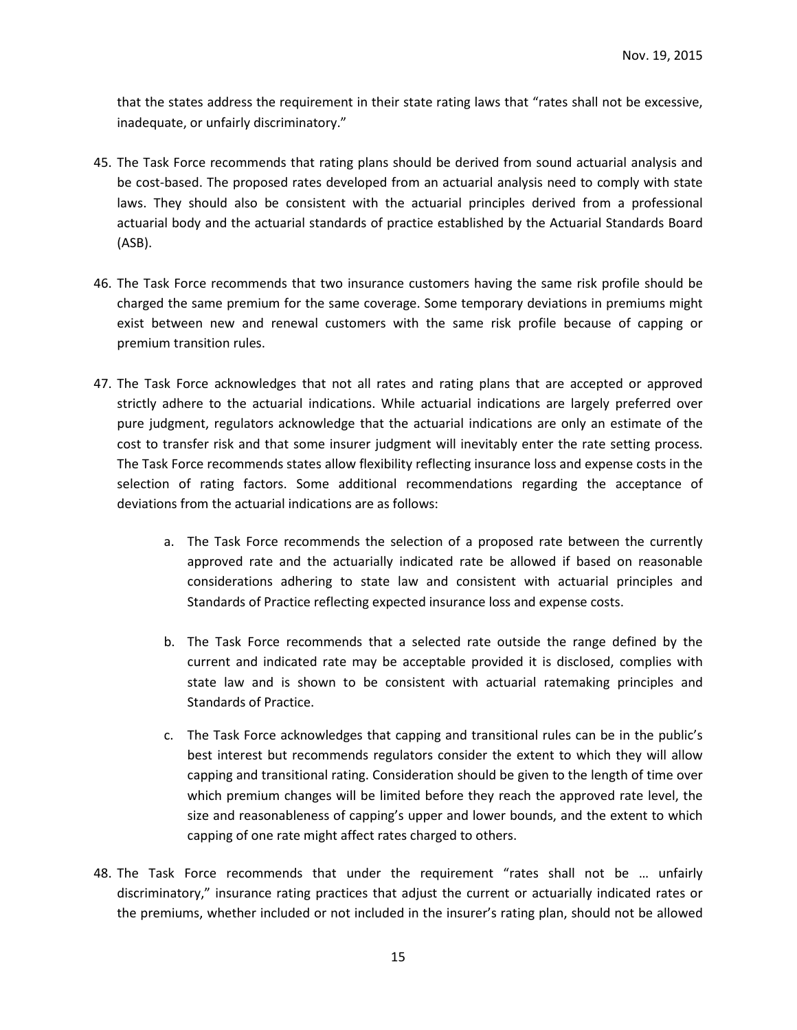that the states address the requirement in their state rating laws that "rates shall not be excessive, inadequate, or unfairly discriminatory."

45. The Task Force recommends that rating plans should be derived from sound actuarial analysis and be cost-based. The proposed rates developed from an actuarial analysis need to comply with state laws. They should also be consistent with the actuarial principles derived from a professional actuarial body and the actuarial standards of practice established by the Actuarial Standards Board (ASB).

46. The Task Force recommends that two insurance customers having the same risk profile should be charged the same premium for the same coverage. Some temporary deviations in premiums might exist between new and renewal customers with the same risk profile because of capping or premium transition rules.

47. The Task Force acknowledges that not all rates and rating plans that are accepted or approved strictly adhere to the actuarial indications. While actuarial indications are largely preferred over pure judgment, regulators acknowledge that the actuarial indications are only an estimate of the cost to transfer risk and that some insurer judgment will inevitably enter the rate setting process. The Task Force recommends states allow flexibility reflecting insurance loss and expense costs in the selection of rating factors. Some additional recommendations regarding the acceptance of deviations from the actuarial indications are as follows:

    a. The Task Force recommends the selection of a proposed rate between the currently approved rate and the actuarially indicated rate be allowed if based on reasonable considerations adhering to state law and consistent with actuarial principles and Standards of Practice reflecting expected insurance loss and expense costs.

    b. The Task Force recommends that a selected rate outside the range defined by the current and indicated rate may be acceptable provided it is disclosed, complies with state law and is shown to be consistent with actuarial ratemaking principles and Standards of Practice.

    c. The Task Force acknowledges that capping and transitional rules can be in the public's best interest but recommends regulators consider the extent to which they will allow capping and transitional rating. Consideration should be given to the length of time over which premium changes will be limited before they reach the approved rate level, the size and reasonableness of capping's upper and lower bounds, and the extent to which capping of one rate might affect rates charged to others.

48. The Task Force recommends that under the requirement "rates shall not be … unfairly discriminatory," insurance rating practices that adjust the current or actuarially indicated rates or the premiums, whether included or not included in the insurer's rating plan, should not be allowed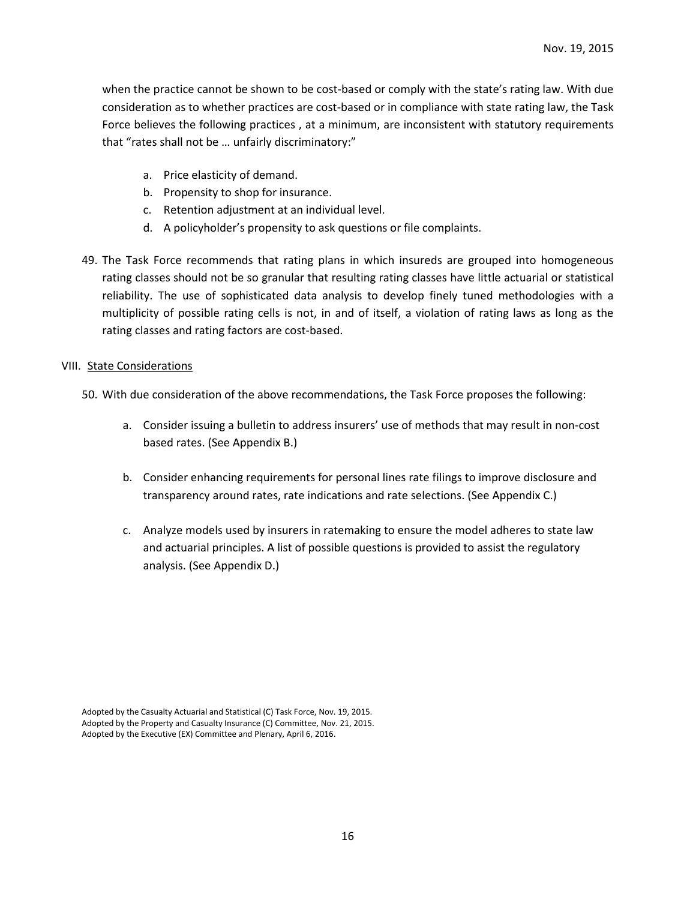when the practice cannot be shown to be cost-based or comply with the state's rating law. With due consideration as to whether practices are cost-based or in compliance with state rating law, the Task Force believes the following practices , at a minimum, are inconsistent with statutory requirements that "rates shall not be … unfairly discriminatory:"

   a. Price elasticity of demand.
   b. Propensity to shop for insurance.
   c. Retention adjustment at an individual level.
   d. A policyholder's propensity to ask questions or file complaints.

49. The Task Force recommends that rating plans in which insureds are grouped into homogeneous rating classes should not be so granular that resulting rating classes have little actuarial or statistical reliability. The use of sophisticated data analysis to develop finely tuned methodologies with a multiplicity of possible rating cells is not, in and of itself, a violation of rating laws as long as the rating classes and rating factors are cost-based.

## VIII. State Considerations

50. With due consideration of the above recommendations, the Task Force proposes the following:

   a. Consider issuing a bulletin to address insurers' use of methods that may result in non-cost based rates. (See Appendix B.)

   b. Consider enhancing requirements for personal lines rate filings to improve disclosure and transparency around rates, rate indications and rate selections. (See Appendix C.)

   c. Analyze models used by insurers in ratemaking to ensure the model adheres to state law and actuarial principles. A list of possible questions is provided to assist the regulatory analysis. (See Appendix D.)

Adopted by the Casualty Actuarial and Statistical (C) Task Force, Nov. 19, 2015.
Adopted by the Property and Casualty Insurance (C) Committee, Nov. 21, 2015.
Adopted by the Executive (EX) Committee and Plenary, April 6, 2016.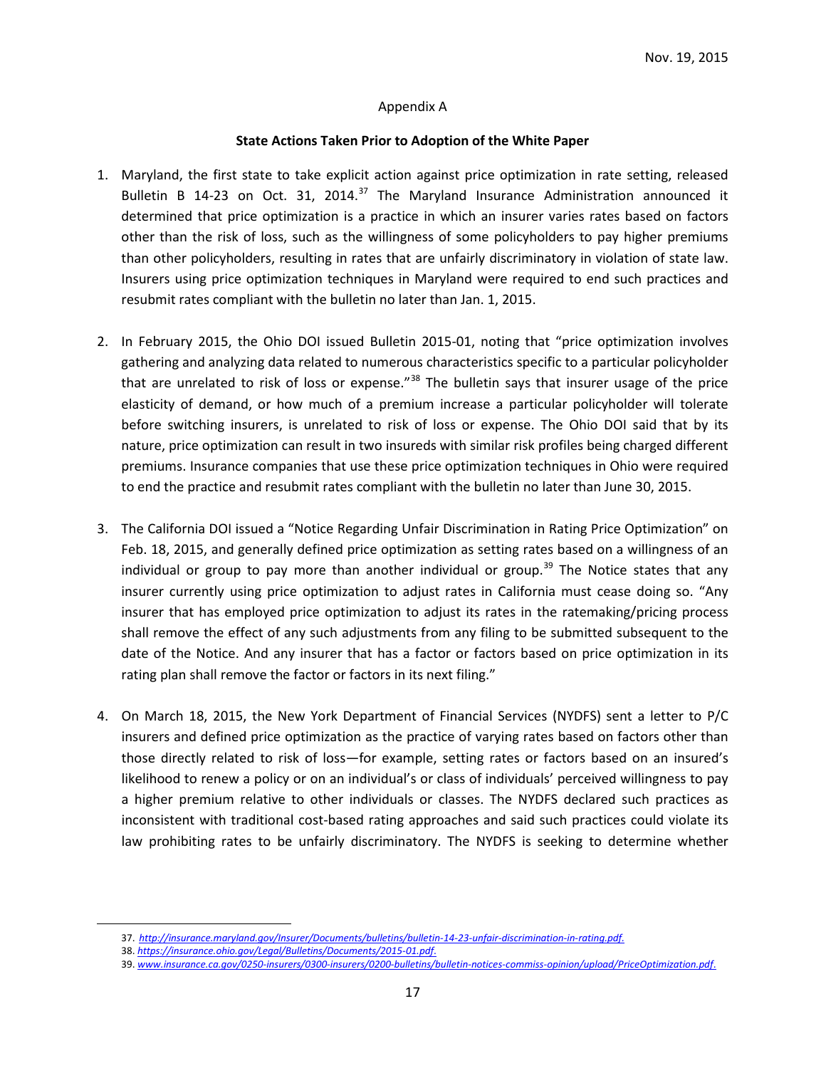Nov. 19, 2015

Appendix A

**State Actions Taken Prior to Adoption of the White Paper**

1. Maryland, the first state to take explicit action against price optimization in rate setting, released Bulletin B 14-23 on Oct. 31, 2014.[37] The Maryland Insurance Administration announced it determined that price optimization is a practice in which an insurer varies rates based on factors other than the risk of loss, such as the willingness of some policyholders to pay higher premiums than other policyholders, resulting in rates that are unfairly discriminatory in violation of state law. Insurers using price optimization techniques in Maryland were required to end such practices and resubmit rates compliant with the bulletin no later than Jan. 1, 2015.

2. In February 2015, the Ohio DOI issued Bulletin 2015-01, noting that "price optimization involves gathering and analyzing data related to numerous characteristics specific to a particular policyholder that are unrelated to risk of loss or expense."[38] The bulletin says that insurer usage of the price elasticity of demand, or how much of a premium increase a particular policyholder will tolerate before switching insurers, is unrelated to risk of loss or expense. The Ohio DOI said that by its nature, price optimization can result in two insureds with similar risk profiles being charged different premiums. Insurance companies that use these price optimization techniques in Ohio were required to end the practice and resubmit rates compliant with the bulletin no later than June 30, 2015.

3. The California DOI issued a "Notice Regarding Unfair Discrimination in Rating Price Optimization" on Feb. 18, 2015, and generally defined price optimization as setting rates based on a willingness of an individual or group to pay more than another individual or group.[39] The Notice states that any insurer currently using price optimization to adjust rates in California must cease doing so. "Any insurer that has employed price optimization to adjust its rates in the ratemaking/pricing process shall remove the effect of any such adjustments from any filing to be submitted subsequent to the date of the Notice. And any insurer that has a factor or factors based on price optimization in its rating plan shall remove the factor or factors in its next filing."

4. On March 18, 2015, the New York Department of Financial Services (NYDFS) sent a letter to P/C insurers and defined price optimization as the practice of varying rates based on factors other than those directly related to risk of loss—for example, setting rates or factors based on an insured's likelihood to renew a policy or on an individual's or class of individuals' perceived willingness to pay a higher premium relative to other individuals or classes. The NYDFS declared such practices as inconsistent with traditional cost-based rating approaches and said such practices could violate its law prohibiting rates to be unfairly discriminatory. The NYDFS is seeking to determine whether

---

37. *http://insurance.maryland.gov/Insurer/Documents/bulletins/bulletin-14-23-unfair-discrimination-in-rating.pdf.*

38. *https://insurance.ohio.gov/Legal/Bulletins/Documents/2015-01.pdf.*

39. *www.insurance.ca.gov/0250-insurers/0300-insurers/0200-bulletins/bulletin-notices-commiss-opinion/upload/PriceOptimization.pdf.*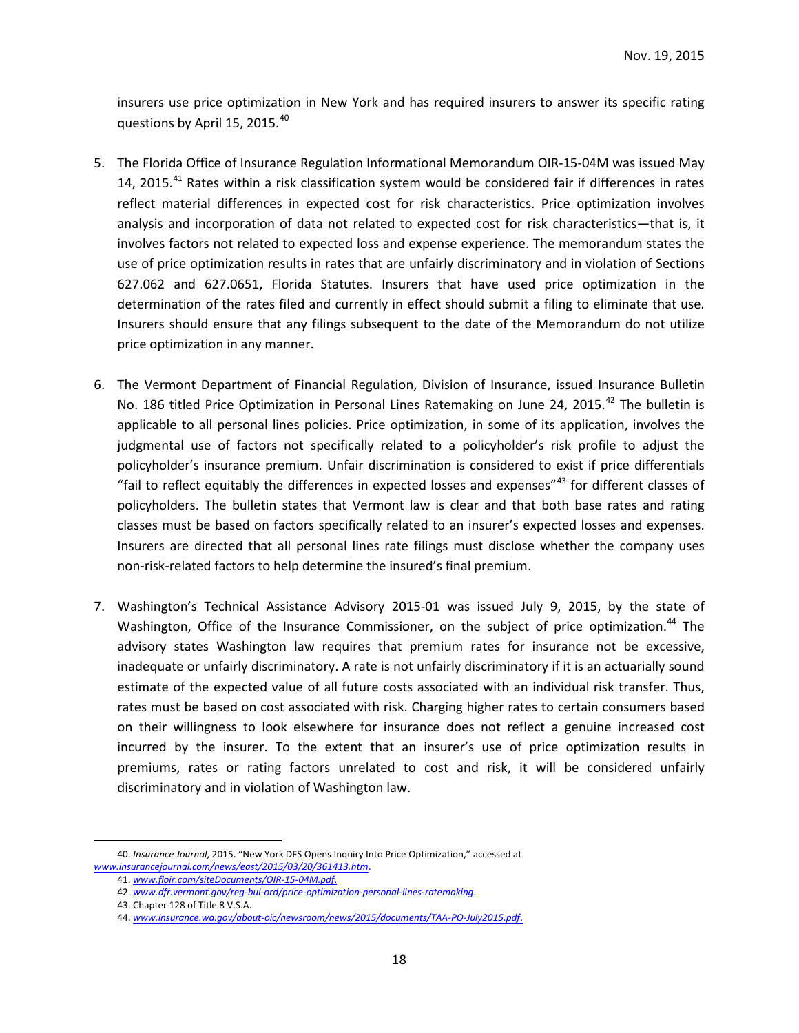insurers use price optimization in New York and has required insurers to answer its specific rating questions by April 15, 2015.[40]

5. The Florida Office of Insurance Regulation Informational Memorandum OIR-15-04M was issued May 14, 2015.[41] Rates within a risk classification system would be considered fair if differences in rates reflect material differences in expected cost for risk characteristics. Price optimization involves analysis and incorporation of data not related to expected cost for risk characteristics—that is, it involves factors not related to expected loss and expense experience. The memorandum states the use of price optimization results in rates that are unfairly discriminatory and in violation of Sections 627.062 and 627.0651, Florida Statutes. Insurers that have used price optimization in the determination of the rates filed and currently in effect should submit a filing to eliminate that use. Insurers should ensure that any filings subsequent to the date of the Memorandum do not utilize price optimization in any manner.

6. The Vermont Department of Financial Regulation, Division of Insurance, issued Insurance Bulletin No. 186 titled Price Optimization in Personal Lines Ratemaking on June 24, 2015.[42] The bulletin is applicable to all personal lines policies. Price optimization, in some of its application, involves the judgmental use of factors not specifically related to a policyholder's risk profile to adjust the policyholder's insurance premium. Unfair discrimination is considered to exist if price differentials "fail to reflect equitably the differences in expected losses and expenses"[43] for different classes of policyholders. The bulletin states that Vermont law is clear and that both base rates and rating classes must be based on factors specifically related to an insurer's expected losses and expenses. Insurers are directed that all personal lines rate filings must disclose whether the company uses non-risk-related factors to help determine the insured's final premium.

7. Washington's Technical Assistance Advisory 2015-01 was issued July 9, 2015, by the state of Washington, Office of the Insurance Commissioner, on the subject of price optimization.[44] The advisory states Washington law requires that premium rates for insurance not be excessive, inadequate or unfairly discriminatory. A rate is not unfairly discriminatory if it is an actuarially sound estimate of the expected value of all future costs associated with an individual risk transfer. Thus, rates must be based on cost associated with risk. Charging higher rates to certain consumers based on their willingness to look elsewhere for insurance does not reflect a genuine increased cost incurred by the insurer. To the extent that an insurer's use of price optimization results in premiums, rates or rating factors unrelated to cost and risk, it will be considered unfairly discriminatory and in violation of Washington law.

---

40. *Insurance Journal*, 2015. "New York DFS Opens Inquiry Into Price Optimization," accessed at *www.insurancejournal.com/news/east/2015/03/20/361413.htm*.

41. *www.floir.com/siteDocuments/OIR-15-04M.pdf*.

42. *www.dfr.vermont.gov/reg-bul-ord/price-optimization-personal-lines-ratemaking*.

43. Chapter 128 of Title 8 V.S.A.

44. *www.insurance.wa.gov/about-oic/newsroom/news/2015/documents/TAA-PO-July2015.pdf*.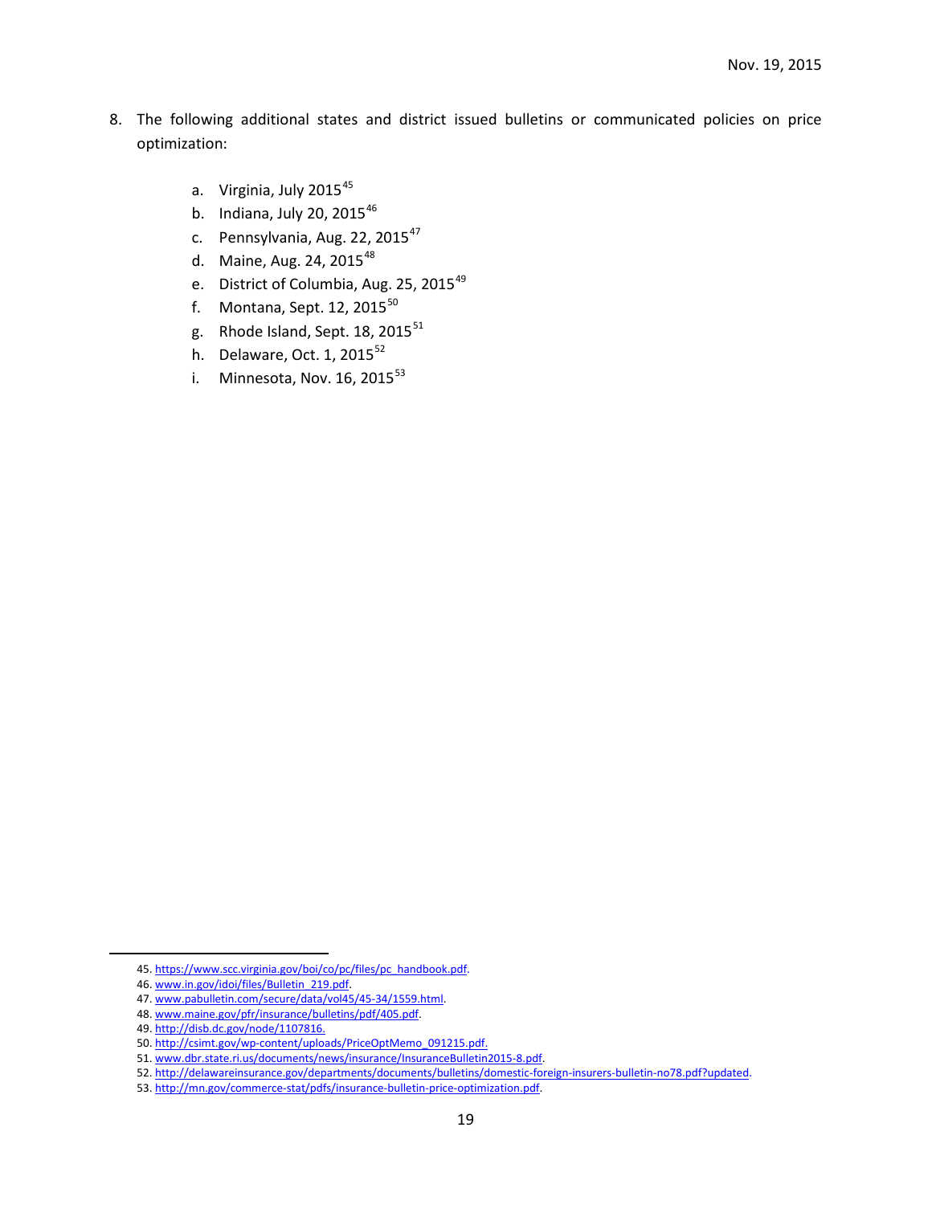8. The following additional states and district issued bulletins or communicated policies on price optimization:

    a. Virginia, July 2015[45]
    b. Indiana, July 20, 2015[46]
    c. Pennsylvania, Aug. 22, 2015[47]
    d. Maine, Aug. 24, 2015[48]
    e. District of Columbia, Aug. 25, 2015[49]
    f. Montana, Sept. 12, 2015[50]
    g. Rhode Island, Sept. 18, 2015[51]
    h. Delaware, Oct. 1, 2015[52]
    i. Minnesota, Nov. 16, 2015[53]

---

45. https://www.scc.virginia.gov/boi/co/pc/files/pc_handbook.pdf.
46. www.in.gov/idoi/files/Bulletin_219.pdf.
47. www.pabulletin.com/secure/data/vol45/45-34/1559.html.
48. www.maine.gov/pfr/insurance/bulletins/pdf/405.pdf.
49. http://disb.dc.gov/node/1107816.
50. http://csimt.gov/wp-content/uploads/PriceOptMemo_091215.pdf.
51. www.dbr.state.ri.us/documents/news/insurance/InsuranceBulletin2015-8.pdf.
52. http://delawareinsurance.gov/departments/documents/bulletins/domestic-foreign-insurers-bulletin-no78.pdf?updated.
53. http://mn.gov/commerce-stat/pdfs/insurance-bulletin-price-optimization.pdf.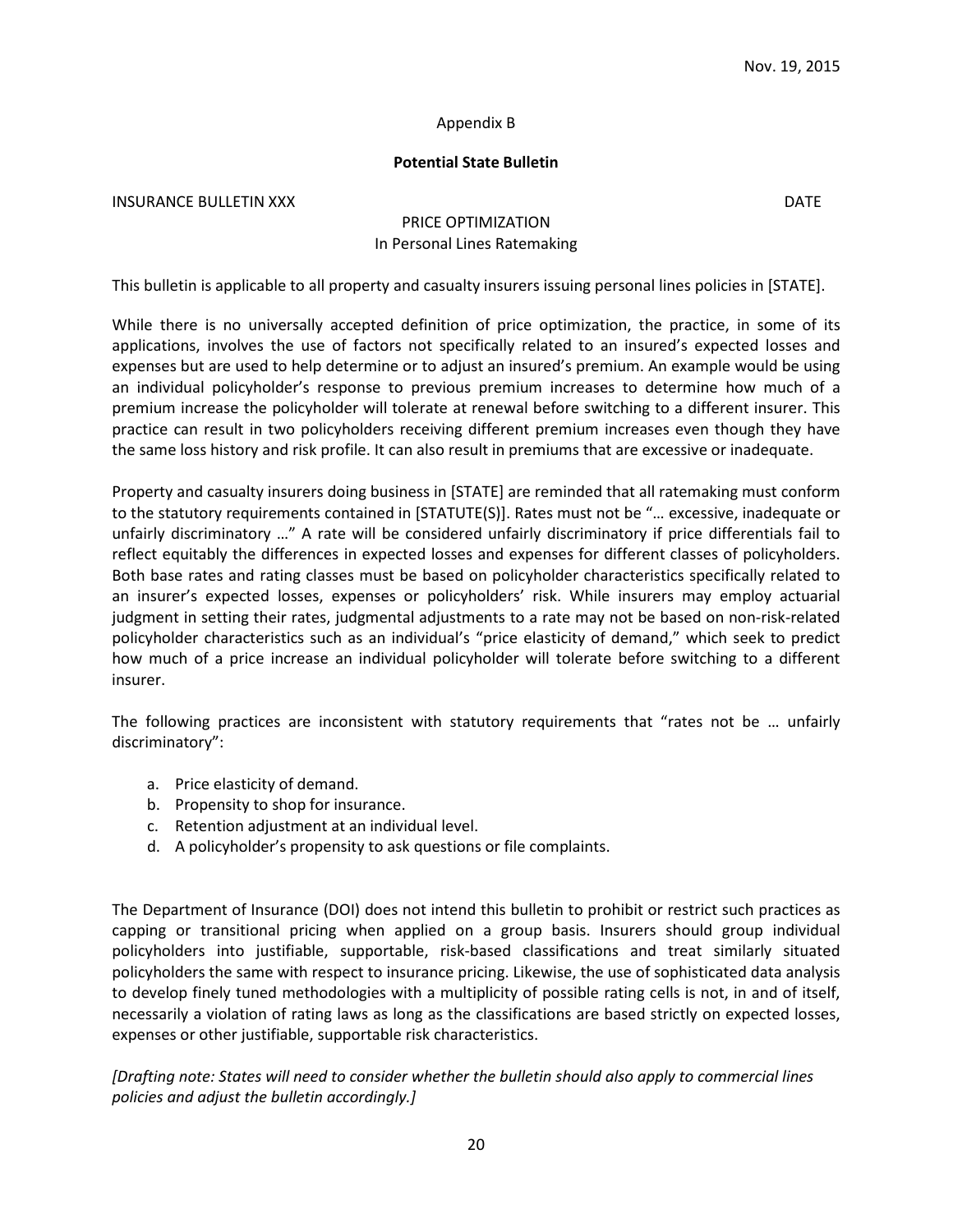Nov. 19, 2015

Appendix B

**Potential State Bulletin**

INSURANCE BULLETIN XXX DATE

PRICE OPTIMIZATION
In Personal Lines Ratemaking

This bulletin is applicable to all property and casualty insurers issuing personal lines policies in [STATE].

While there is no universally accepted definition of price optimization, the practice, in some of its applications, involves the use of factors not specifically related to an insured's expected losses and expenses but are used to help determine or to adjust an insured's premium. An example would be using an individual policyholder's response to previous premium increases to determine how much of a premium increase the policyholder will tolerate at renewal before switching to a different insurer. This practice can result in two policyholders receiving different premium increases even though they have the same loss history and risk profile. It can also result in premiums that are excessive or inadequate.

Property and casualty insurers doing business in [STATE] are reminded that all ratemaking must conform to the statutory requirements contained in [STATUTE(S)]. Rates must not be "… excessive, inadequate or unfairly discriminatory …" A rate will be considered unfairly discriminatory if price differentials fail to reflect equitably the differences in expected losses and expenses for different classes of policyholders. Both base rates and rating classes must be based on policyholder characteristics specifically related to an insurer's expected losses, expenses or policyholders' risk. While insurers may employ actuarial judgment in setting their rates, judgmental adjustments to a rate may not be based on non-risk-related policyholder characteristics such as an individual's "price elasticity of demand," which seek to predict how much of a price increase an individual policyholder will tolerate before switching to a different insurer.

The following practices are inconsistent with statutory requirements that "rates not be … unfairly discriminatory":

a. Price elasticity of demand.
b. Propensity to shop for insurance.
c. Retention adjustment at an individual level.
d. A policyholder's propensity to ask questions or file complaints.

The Department of Insurance (DOI) does not intend this bulletin to prohibit or restrict such practices as capping or transitional pricing when applied on a group basis. Insurers should group individual policyholders into justifiable, supportable, risk-based classifications and treat similarly situated policyholders the same with respect to insurance pricing. Likewise, the use of sophisticated data analysis to develop finely tuned methodologies with a multiplicity of possible rating cells is not, in and of itself, necessarily a violation of rating laws as long as the classifications are based strictly on expected losses, expenses or other justifiable, supportable risk characteristics.

*[Drafting note: States will need to consider whether the bulletin should also apply to commercial lines policies and adjust the bulletin accordingly.]*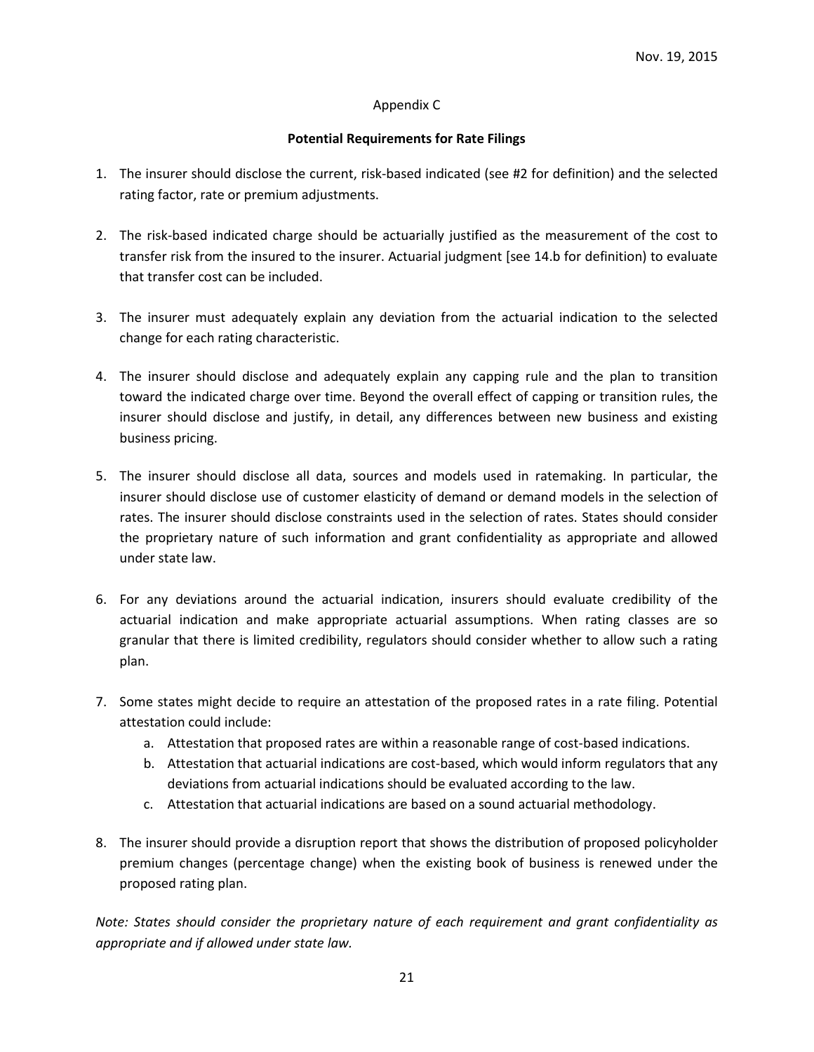Nov. 19, 2015

## Appendix C

### Potential Requirements for Rate Filings

1. The insurer should disclose the current, risk-based indicated (see #2 for definition) and the selected rating factor, rate or premium adjustments.

2. The risk-based indicated charge should be actuarially justified as the measurement of the cost to transfer risk from the insured to the insurer. Actuarial judgment [see 14.b for definition) to evaluate that transfer cost can be included.

3. The insurer must adequately explain any deviation from the actuarial indication to the selected change for each rating characteristic.

4. The insurer should disclose and adequately explain any capping rule and the plan to transition toward the indicated charge over time. Beyond the overall effect of capping or transition rules, the insurer should disclose and justify, in detail, any differences between new business and existing business pricing.

5. The insurer should disclose all data, sources and models used in ratemaking. In particular, the insurer should disclose use of customer elasticity of demand or demand models in the selection of rates. The insurer should disclose constraints used in the selection of rates. States should consider the proprietary nature of such information and grant confidentiality as appropriate and allowed under state law.

6. For any deviations around the actuarial indication, insurers should evaluate credibility of the actuarial indication and make appropriate actuarial assumptions. When rating classes are so granular that there is limited credibility, regulators should consider whether to allow such a rating plan.

7. Some states might decide to require an attestation of the proposed rates in a rate filing. Potential attestation could include:
   a. Attestation that proposed rates are within a reasonable range of cost-based indications.
   b. Attestation that actuarial indications are cost-based, which would inform regulators that any deviations from actuarial indications should be evaluated according to the law.
   c. Attestation that actuarial indications are based on a sound actuarial methodology.

8. The insurer should provide a disruption report that shows the distribution of proposed policyholder premium changes (percentage change) when the existing book of business is renewed under the proposed rating plan.

*Note: States should consider the proprietary nature of each requirement and grant confidentiality as appropriate and if allowed under state law.*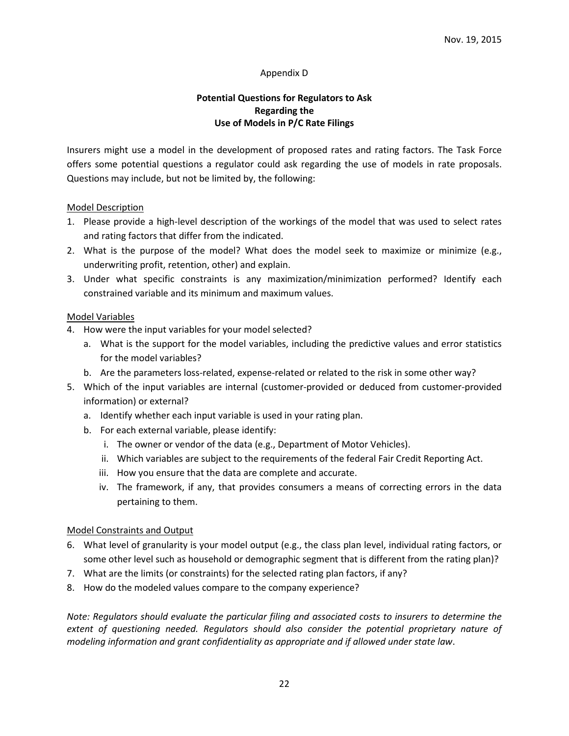Nov. 19, 2015

Appendix D

## Potential Questions for Regulators to Ask Regarding the Use of Models in P/C Rate Filings

Insurers might use a model in the development of proposed rates and rating factors. The Task Force offers some potential questions a regulator could ask regarding the use of models in rate proposals. Questions may include, but not be limited by, the following:

<u>Model Description</u>

1. Please provide a high-level description of the workings of the model that was used to select rates and rating factors that differ from the indicated.
2. What is the purpose of the model? What does the model seek to maximize or minimize (e.g., underwriting profit, retention, other) and explain.
3. Under what specific constraints is any maximization/minimization performed? Identify each constrained variable and its minimum and maximum values.

<u>Model Variables</u>

4. How were the input variables for your model selected?
   a. What is the support for the model variables, including the predictive values and error statistics for the model variables?
   b. Are the parameters loss-related, expense-related or related to the risk in some other way?
5. Which of the input variables are internal (customer-provided or deduced from customer-provided information) or external?
   a. Identify whether each input variable is used in your rating plan.
   b. For each external variable, please identify:
      i. The owner or vendor of the data (e.g., Department of Motor Vehicles).
      ii. Which variables are subject to the requirements of the federal Fair Credit Reporting Act.
      iii. How you ensure that the data are complete and accurate.
      iv. The framework, if any, that provides consumers a means of correcting errors in the data pertaining to them.

<u>Model Constraints and Output</u>

6. What level of granularity is your model output (e.g., the class plan level, individual rating factors, or some other level such as household or demographic segment that is different from the rating plan)?
7. What are the limits (or constraints) for the selected rating plan factors, if any?
8. How do the modeled values compare to the company experience?

*Note: Regulators should evaluate the particular filing and associated costs to insurers to determine the extent of questioning needed. Regulators should also consider the potential proprietary nature of modeling information and grant confidentiality as appropriate and if allowed under state law*.